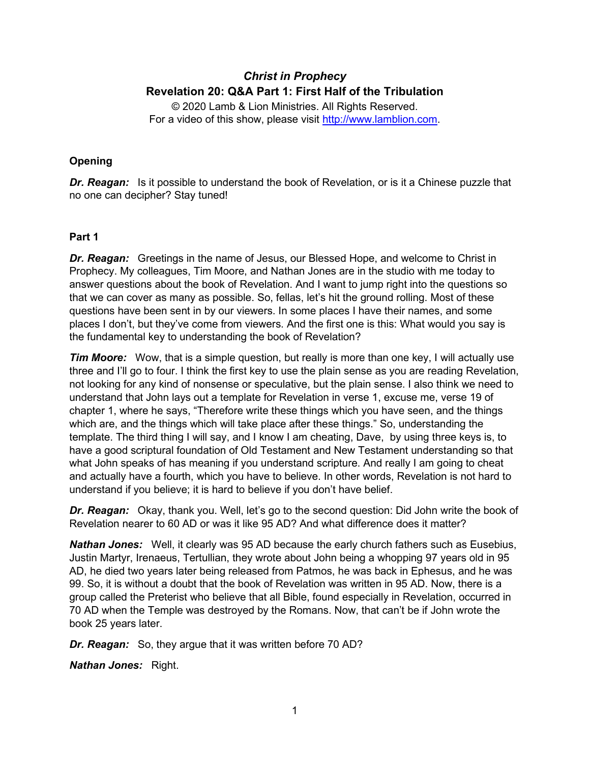# *Christ in Prophecy*

## Revelation 20: Q&A Part 1: First Half of the Tribulation

© 2020 Lamb & Lion Ministries. All Rights Reserved.
For a video of this show, please visit http://www.lamblion.com.

### Opening

***Dr. Reagan:*** Is it possible to understand the book of Revelation, or is it a Chinese puzzle that no one can decipher? Stay tuned!

### Part 1

***Dr. Reagan:*** Greetings in the name of Jesus, our Blessed Hope, and welcome to Christ in Prophecy. My colleagues, Tim Moore, and Nathan Jones are in the studio with me today to answer questions about the book of Revelation. And I want to jump right into the questions so that we can cover as many as possible. So, fellas, let's hit the ground rolling. Most of these questions have been sent in by our viewers. In some places I have their names, and some places I don't, but they've come from viewers. And the first one is this: What would you say is the fundamental key to understanding the book of Revelation?

***Tim Moore:*** Wow, that is a simple question, but really is more than one key, I will actually use three and I'll go to four. I think the first key to use the plain sense as you are reading Revelation, not looking for any kind of nonsense or speculative, but the plain sense. I also think we need to understand that John lays out a template for Revelation in verse 1, excuse me, verse 19 of chapter 1, where he says, "Therefore write these things which you have seen, and the things which are, and the things which will take place after these things." So, understanding the template. The third thing I will say, and I know I am cheating, Dave, by using three keys is, to have a good scriptural foundation of Old Testament and New Testament understanding so that what John speaks of has meaning if you understand scripture. And really I am going to cheat and actually have a fourth, which you have to believe. In other words, Revelation is not hard to understand if you believe; it is hard to believe if you don't have belief.

***Dr. Reagan:*** Okay, thank you. Well, let's go to the second question: Did John write the book of Revelation nearer to 60 AD or was it like 95 AD? And what difference does it matter?

***Nathan Jones:*** Well, it clearly was 95 AD because the early church fathers such as Eusebius, Justin Martyr, Irenaeus, Tertullian, they wrote about John being a whopping 97 years old in 95 AD, he died two years later being released from Patmos, he was back in Ephesus, and he was 99. So, it is without a doubt that the book of Revelation was written in 95 AD. Now, there is a group called the Preterist who believe that all Bible, found especially in Revelation, occurred in 70 AD when the Temple was destroyed by the Romans. Now, that can't be if John wrote the book 25 years later.

***Dr. Reagan:*** So, they argue that it was written before 70 AD?

***Nathan Jones:*** Right.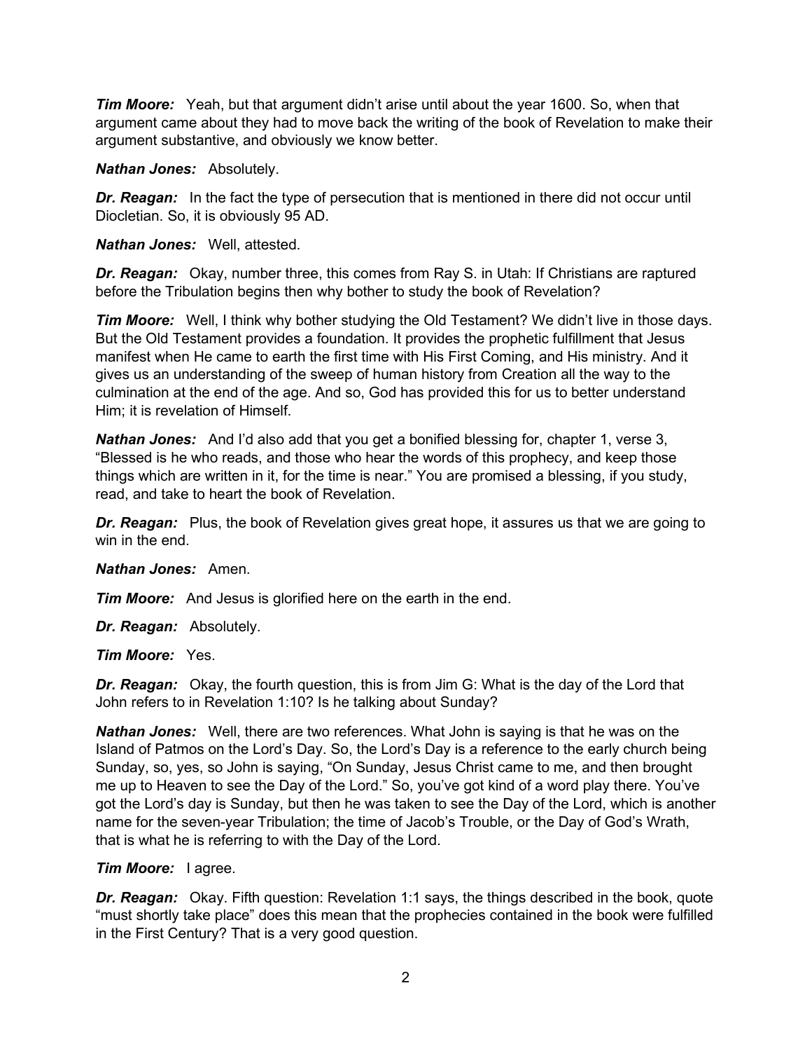***Tim Moore:*** Yeah, but that argument didn't arise until about the year 1600. So, when that argument came about they had to move back the writing of the book of Revelation to make their argument substantive, and obviously we know better.

***Nathan Jones:*** Absolutely.

***Dr. Reagan:*** In the fact the type of persecution that is mentioned in there did not occur until Diocletian. So, it is obviously 95 AD.

***Nathan Jones:*** Well, attested.

***Dr. Reagan:*** Okay, number three, this comes from Ray S. in Utah: If Christians are raptured before the Tribulation begins then why bother to study the book of Revelation?

***Tim Moore:*** Well, I think why bother studying the Old Testament? We didn't live in those days. But the Old Testament provides a foundation. It provides the prophetic fulfillment that Jesus manifest when He came to earth the first time with His First Coming, and His ministry. And it gives us an understanding of the sweep of human history from Creation all the way to the culmination at the end of the age. And so, God has provided this for us to better understand Him; it is revelation of Himself.

***Nathan Jones:*** And I'd also add that you get a bonified blessing for, chapter 1, verse 3, "Blessed is he who reads, and those who hear the words of this prophecy, and keep those things which are written in it, for the time is near." You are promised a blessing, if you study, read, and take to heart the book of Revelation.

***Dr. Reagan:*** Plus, the book of Revelation gives great hope, it assures us that we are going to win in the end.

***Nathan Jones:*** Amen.

***Tim Moore:*** And Jesus is glorified here on the earth in the end.

***Dr. Reagan:*** Absolutely.

***Tim Moore:*** Yes.

***Dr. Reagan:*** Okay, the fourth question, this is from Jim G: What is the day of the Lord that John refers to in Revelation 1:10? Is he talking about Sunday?

***Nathan Jones:*** Well, there are two references. What John is saying is that he was on the Island of Patmos on the Lord's Day. So, the Lord's Day is a reference to the early church being Sunday, so, yes, so John is saying, "On Sunday, Jesus Christ came to me, and then brought me up to Heaven to see the Day of the Lord." So, you've got kind of a word play there. You've got the Lord's day is Sunday, but then he was taken to see the Day of the Lord, which is another name for the seven-year Tribulation; the time of Jacob's Trouble, or the Day of God's Wrath, that is what he is referring to with the Day of the Lord.

***Tim Moore:*** I agree.

***Dr. Reagan:*** Okay. Fifth question: Revelation 1:1 says, the things described in the book, quote "must shortly take place" does this mean that the prophecies contained in the book were fulfilled in the First Century? That is a very good question.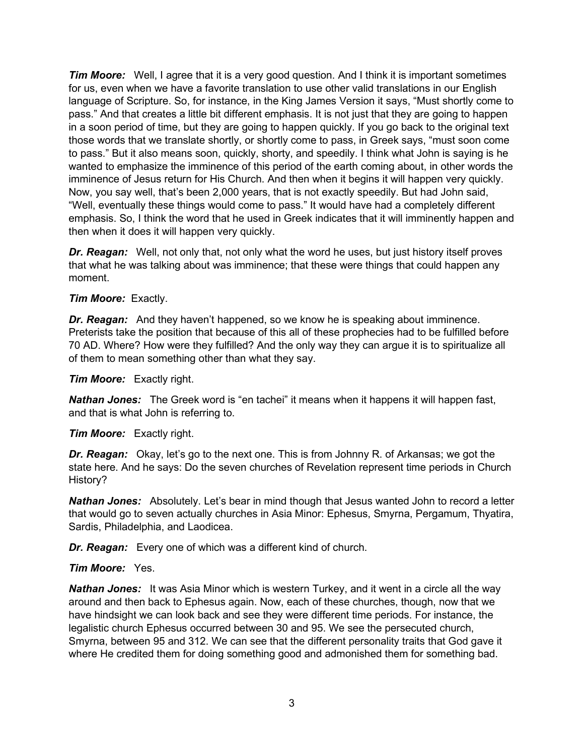***Tim Moore:*** Well, I agree that it is a very good question. And I think it is important sometimes for us, even when we have a favorite translation to use other valid translations in our English language of Scripture. So, for instance, in the King James Version it says, "Must shortly come to pass." And that creates a little bit different emphasis. It is not just that they are going to happen in a soon period of time, but they are going to happen quickly. If you go back to the original text those words that we translate shortly, or shortly come to pass, in Greek says, "must soon come to pass." But it also means soon, quickly, shorty, and speedily. I think what John is saying is he wanted to emphasize the imminence of this period of the earth coming about, in other words the imminence of Jesus return for His Church. And then when it begins it will happen very quickly. Now, you say well, that's been 2,000 years, that is not exactly speedily. But had John said, "Well, eventually these things would come to pass." It would have had a completely different emphasis. So, I think the word that he used in Greek indicates that it will imminently happen and then when it does it will happen very quickly.

***Dr. Reagan:*** Well, not only that, not only what the word he uses, but just history itself proves that what he was talking about was imminence; that these were things that could happen any moment.

***Tim Moore:*** Exactly.

***Dr. Reagan:*** And they haven't happened, so we know he is speaking about imminence. Preterists take the position that because of this all of these prophecies had to be fulfilled before 70 AD. Where? How were they fulfilled? And the only way they can argue it is to spiritualize all of them to mean something other than what they say.

***Tim Moore:*** Exactly right.

***Nathan Jones:*** The Greek word is "en tachei" it means when it happens it will happen fast, and that is what John is referring to.

***Tim Moore:*** Exactly right.

***Dr. Reagan:*** Okay, let's go to the next one. This is from Johnny R. of Arkansas; we got the state here. And he says: Do the seven churches of Revelation represent time periods in Church History?

***Nathan Jones:*** Absolutely. Let's bear in mind though that Jesus wanted John to record a letter that would go to seven actually churches in Asia Minor: Ephesus, Smyrna, Pergamum, Thyatira, Sardis, Philadelphia, and Laodicea.

***Dr. Reagan:*** Every one of which was a different kind of church.

***Tim Moore:*** Yes.

***Nathan Jones:*** It was Asia Minor which is western Turkey, and it went in a circle all the way around and then back to Ephesus again. Now, each of these churches, though, now that we have hindsight we can look back and see they were different time periods. For instance, the legalistic church Ephesus occurred between 30 and 95. We see the persecuted church, Smyrna, between 95 and 312. We can see that the different personality traits that God gave it where He credited them for doing something good and admonished them for something bad.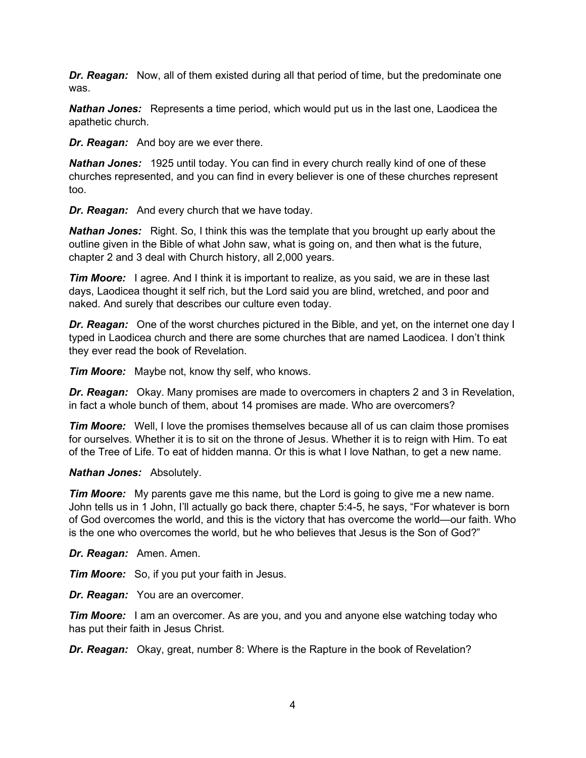***Dr. Reagan:*** Now, all of them existed during all that period of time, but the predominate one was.

***Nathan Jones:*** Represents a time period, which would put us in the last one, Laodicea the apathetic church.

***Dr. Reagan:*** And boy are we ever there.

***Nathan Jones:*** 1925 until today. You can find in every church really kind of one of these churches represented, and you can find in every believer is one of these churches represent too.

***Dr. Reagan:*** And every church that we have today.

***Nathan Jones:*** Right. So, I think this was the template that you brought up early about the outline given in the Bible of what John saw, what is going on, and then what is the future, chapter 2 and 3 deal with Church history, all 2,000 years.

***Tim Moore:*** I agree. And I think it is important to realize, as you said, we are in these last days, Laodicea thought it self rich, but the Lord said you are blind, wretched, and poor and naked. And surely that describes our culture even today.

***Dr. Reagan:*** One of the worst churches pictured in the Bible, and yet, on the internet one day I typed in Laodicea church and there are some churches that are named Laodicea. I don't think they ever read the book of Revelation.

***Tim Moore:*** Maybe not, know thy self, who knows.

***Dr. Reagan:*** Okay. Many promises are made to overcomers in chapters 2 and 3 in Revelation, in fact a whole bunch of them, about 14 promises are made. Who are overcomers?

***Tim Moore:*** Well, I love the promises themselves because all of us can claim those promises for ourselves. Whether it is to sit on the throne of Jesus. Whether it is to reign with Him. To eat of the Tree of Life. To eat of hidden manna. Or this is what I love Nathan, to get a new name.

***Nathan Jones:*** Absolutely.

***Tim Moore:*** My parents gave me this name, but the Lord is going to give me a new name. John tells us in 1 John, I'll actually go back there, chapter 5:4-5, he says, "For whatever is born of God overcomes the world, and this is the victory that has overcome the world—our faith. Who is the one who overcomes the world, but he who believes that Jesus is the Son of God?"

***Dr. Reagan:*** Amen. Amen.

***Tim Moore:*** So, if you put your faith in Jesus.

***Dr. Reagan:*** You are an overcomer.

***Tim Moore:*** I am an overcomer. As are you, and you and anyone else watching today who has put their faith in Jesus Christ.

***Dr. Reagan:*** Okay, great, number 8: Where is the Rapture in the book of Revelation?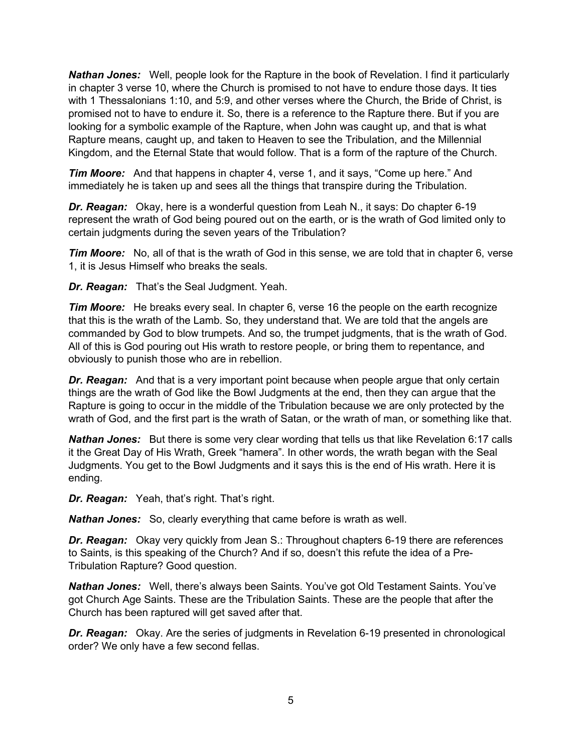***Nathan Jones:*** Well, people look for the Rapture in the book of Revelation. I find it particularly in chapter 3 verse 10, where the Church is promised to not have to endure those days. It ties with 1 Thessalonians 1:10, and 5:9, and other verses where the Church, the Bride of Christ, is promised not to have to endure it. So, there is a reference to the Rapture there. But if you are looking for a symbolic example of the Rapture, when John was caught up, and that is what Rapture means, caught up, and taken to Heaven to see the Tribulation, and the Millennial Kingdom, and the Eternal State that would follow. That is a form of the rapture of the Church.

***Tim Moore:*** And that happens in chapter 4, verse 1, and it says, "Come up here." And immediately he is taken up and sees all the things that transpire during the Tribulation.

***Dr. Reagan:*** Okay, here is a wonderful question from Leah N., it says: Do chapter 6-19 represent the wrath of God being poured out on the earth, or is the wrath of God limited only to certain judgments during the seven years of the Tribulation?

***Tim Moore:*** No, all of that is the wrath of God in this sense, we are told that in chapter 6, verse 1, it is Jesus Himself who breaks the seals.

***Dr. Reagan:*** That's the Seal Judgment. Yeah.

***Tim Moore:*** He breaks every seal. In chapter 6, verse 16 the people on the earth recognize that this is the wrath of the Lamb. So, they understand that. We are told that the angels are commanded by God to blow trumpets. And so, the trumpet judgments, that is the wrath of God. All of this is God pouring out His wrath to restore people, or bring them to repentance, and obviously to punish those who are in rebellion.

***Dr. Reagan:*** And that is a very important point because when people argue that only certain things are the wrath of God like the Bowl Judgments at the end, then they can argue that the Rapture is going to occur in the middle of the Tribulation because we are only protected by the wrath of God, and the first part is the wrath of Satan, or the wrath of man, or something like that.

***Nathan Jones:*** But there is some very clear wording that tells us that like Revelation 6:17 calls it the Great Day of His Wrath, Greek "hamera". In other words, the wrath began with the Seal Judgments. You get to the Bowl Judgments and it says this is the end of His wrath. Here it is ending.

***Dr. Reagan:*** Yeah, that's right. That's right.

***Nathan Jones:*** So, clearly everything that came before is wrath as well.

***Dr. Reagan:*** Okay very quickly from Jean S.: Throughout chapters 6-19 there are references to Saints, is this speaking of the Church? And if so, doesn't this refute the idea of a Pre-Tribulation Rapture? Good question.

***Nathan Jones:*** Well, there's always been Saints. You've got Old Testament Saints. You've got Church Age Saints. These are the Tribulation Saints. These are the people that after the Church has been raptured will get saved after that.

***Dr. Reagan:*** Okay. Are the series of judgments in Revelation 6-19 presented in chronological order? We only have a few second fellas.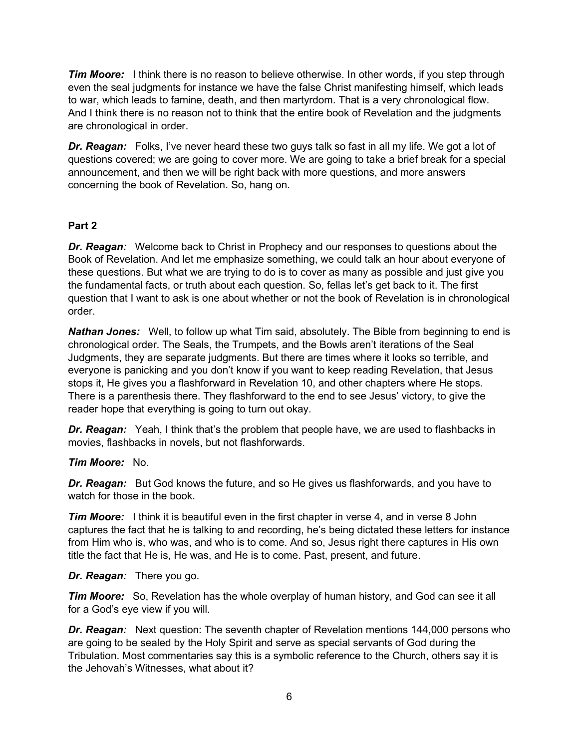***Tim Moore:*** I think there is no reason to believe otherwise. In other words, if you step through even the seal judgments for instance we have the false Christ manifesting himself, which leads to war, which leads to famine, death, and then martyrdom. That is a very chronological flow. And I think there is no reason not to think that the entire book of Revelation and the judgments are chronological in order.

***Dr. Reagan:*** Folks, I've never heard these two guys talk so fast in all my life. We got a lot of questions covered; we are going to cover more. We are going to take a brief break for a special announcement, and then we will be right back with more questions, and more answers concerning the book of Revelation. So, hang on.

**Part 2**

***Dr. Reagan:*** Welcome back to Christ in Prophecy and our responses to questions about the Book of Revelation. And let me emphasize something, we could talk an hour about everyone of these questions. But what we are trying to do is to cover as many as possible and just give you the fundamental facts, or truth about each question. So, fellas let's get back to it. The first question that I want to ask is one about whether or not the book of Revelation is in chronological order.

***Nathan Jones:*** Well, to follow up what Tim said, absolutely. The Bible from beginning to end is chronological order. The Seals, the Trumpets, and the Bowls aren't iterations of the Seal Judgments, they are separate judgments. But there are times where it looks so terrible, and everyone is panicking and you don't know if you want to keep reading Revelation, that Jesus stops it, He gives you a flashforward in Revelation 10, and other chapters where He stops. There is a parenthesis there. They flashforward to the end to see Jesus' victory, to give the reader hope that everything is going to turn out okay.

***Dr. Reagan:*** Yeah, I think that's the problem that people have, we are used to flashbacks in movies, flashbacks in novels, but not flashforwards.

***Tim Moore:*** No.

***Dr. Reagan:*** But God knows the future, and so He gives us flashforwards, and you have to watch for those in the book.

***Tim Moore:*** I think it is beautiful even in the first chapter in verse 4, and in verse 8 John captures the fact that he is talking to and recording, he's being dictated these letters for instance from Him who is, who was, and who is to come. And so, Jesus right there captures in His own title the fact that He is, He was, and He is to come. Past, present, and future.

***Dr. Reagan:*** There you go.

***Tim Moore:*** So, Revelation has the whole overplay of human history, and God can see it all for a God's eye view if you will.

***Dr. Reagan:*** Next question: The seventh chapter of Revelation mentions 144,000 persons who are going to be sealed by the Holy Spirit and serve as special servants of God during the Tribulation. Most commentaries say this is a symbolic reference to the Church, others say it is the Jehovah's Witnesses, what about it?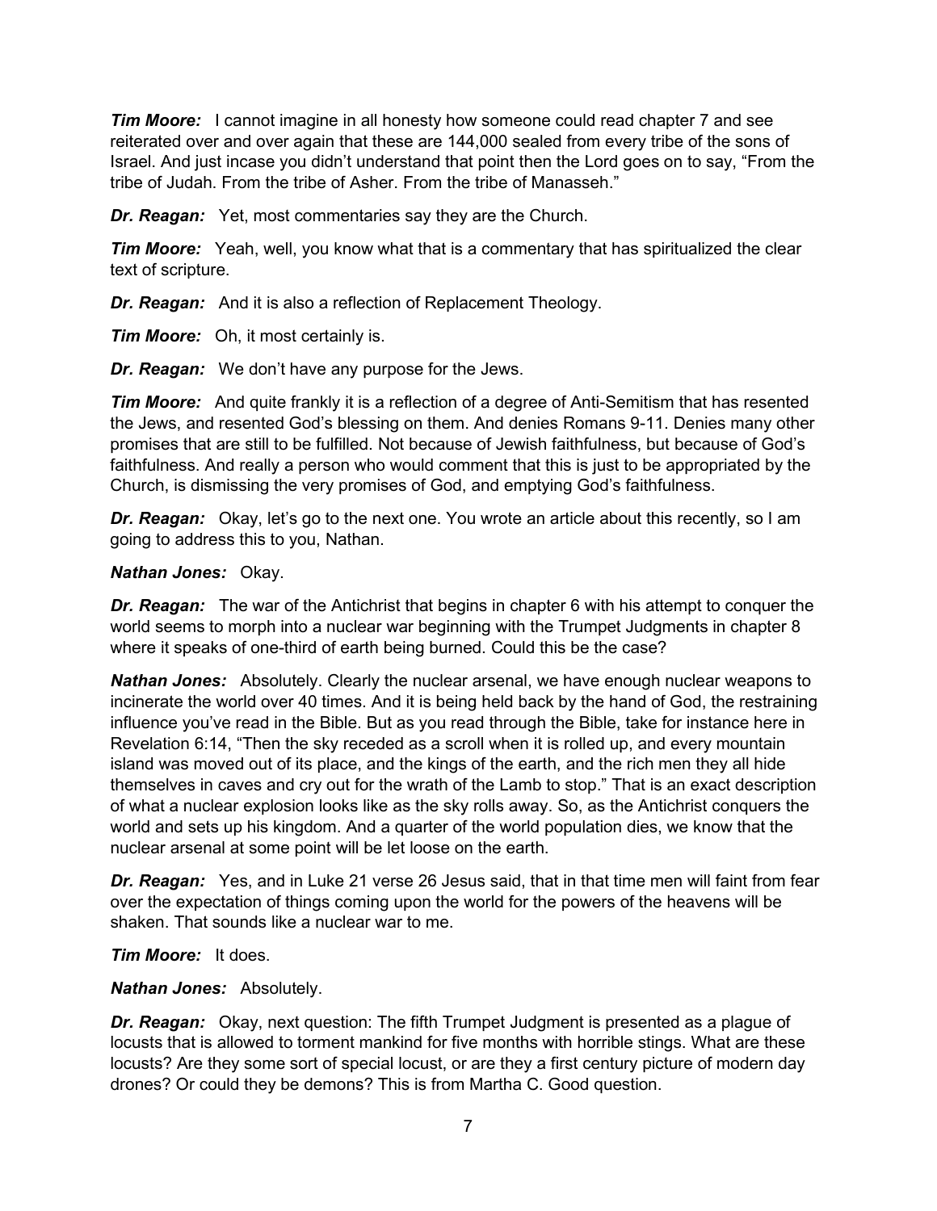***Tim Moore:*** I cannot imagine in all honesty how someone could read chapter 7 and see reiterated over and over again that these are 144,000 sealed from every tribe of the sons of Israel. And just incase you didn't understand that point then the Lord goes on to say, "From the tribe of Judah. From the tribe of Asher. From the tribe of Manasseh."

***Dr. Reagan:*** Yet, most commentaries say they are the Church.

***Tim Moore:*** Yeah, well, you know what that is a commentary that has spiritualized the clear text of scripture.

***Dr. Reagan:*** And it is also a reflection of Replacement Theology.

***Tim Moore:*** Oh, it most certainly is.

***Dr. Reagan:*** We don't have any purpose for the Jews.

***Tim Moore:*** And quite frankly it is a reflection of a degree of Anti-Semitism that has resented the Jews, and resented God's blessing on them. And denies Romans 9-11. Denies many other promises that are still to be fulfilled. Not because of Jewish faithfulness, but because of God's faithfulness. And really a person who would comment that this is just to be appropriated by the Church, is dismissing the very promises of God, and emptying God's faithfulness.

***Dr. Reagan:*** Okay, let's go to the next one. You wrote an article about this recently, so I am going to address this to you, Nathan.

***Nathan Jones:*** Okay.

***Dr. Reagan:*** The war of the Antichrist that begins in chapter 6 with his attempt to conquer the world seems to morph into a nuclear war beginning with the Trumpet Judgments in chapter 8 where it speaks of one-third of earth being burned. Could this be the case?

***Nathan Jones:*** Absolutely. Clearly the nuclear arsenal, we have enough nuclear weapons to incinerate the world over 40 times. And it is being held back by the hand of God, the restraining influence you've read in the Bible. But as you read through the Bible, take for instance here in Revelation 6:14, "Then the sky receded as a scroll when it is rolled up, and every mountain island was moved out of its place, and the kings of the earth, and the rich men they all hide themselves in caves and cry out for the wrath of the Lamb to stop." That is an exact description of what a nuclear explosion looks like as the sky rolls away. So, as the Antichrist conquers the world and sets up his kingdom. And a quarter of the world population dies, we know that the nuclear arsenal at some point will be let loose on the earth.

***Dr. Reagan:*** Yes, and in Luke 21 verse 26 Jesus said, that in that time men will faint from fear over the expectation of things coming upon the world for the powers of the heavens will be shaken. That sounds like a nuclear war to me.

***Tim Moore:*** It does.

***Nathan Jones:*** Absolutely.

***Dr. Reagan:*** Okay, next question: The fifth Trumpet Judgment is presented as a plague of locusts that is allowed to torment mankind for five months with horrible stings. What are these locusts? Are they some sort of special locust, or are they a first century picture of modern day drones? Or could they be demons? This is from Martha C. Good question.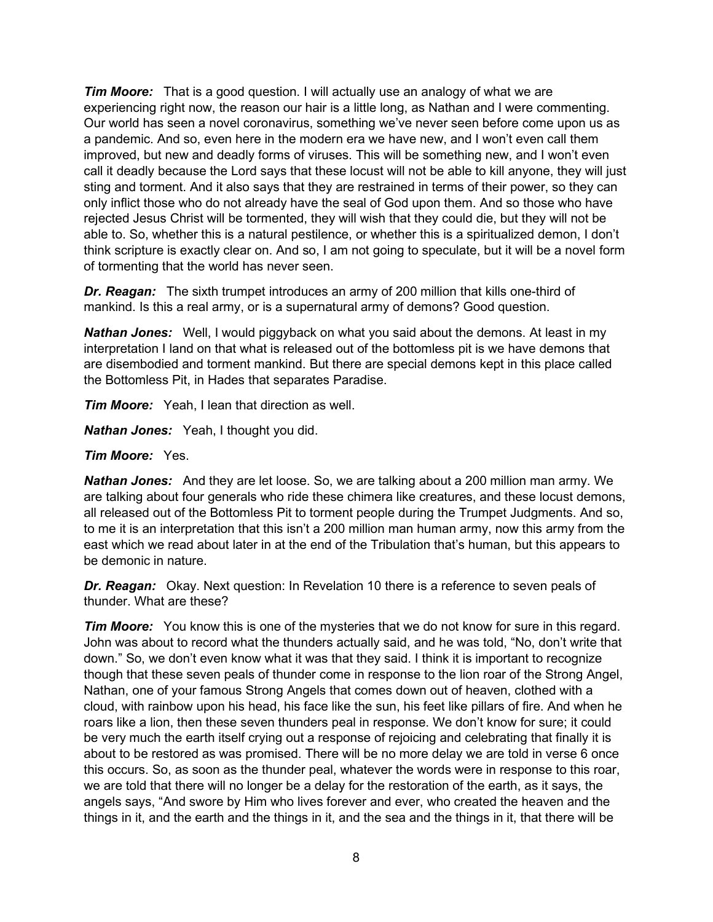***Tim Moore:*** That is a good question. I will actually use an analogy of what we are experiencing right now, the reason our hair is a little long, as Nathan and I were commenting. Our world has seen a novel coronavirus, something we've never seen before come upon us as a pandemic. And so, even here in the modern era we have new, and I won't even call them improved, but new and deadly forms of viruses. This will be something new, and I won't even call it deadly because the Lord says that these locust will not be able to kill anyone, they will just sting and torment. And it also says that they are restrained in terms of their power, so they can only inflict those who do not already have the seal of God upon them. And so those who have rejected Jesus Christ will be tormented, they will wish that they could die, but they will not be able to. So, whether this is a natural pestilence, or whether this is a spiritualized demon, I don't think scripture is exactly clear on. And so, I am not going to speculate, but it will be a novel form of tormenting that the world has never seen.

***Dr. Reagan:*** The sixth trumpet introduces an army of 200 million that kills one-third of mankind. Is this a real army, or is a supernatural army of demons? Good question.

***Nathan Jones:*** Well, I would piggyback on what you said about the demons. At least in my interpretation I land on that what is released out of the bottomless pit is we have demons that are disembodied and torment mankind. But there are special demons kept in this place called the Bottomless Pit, in Hades that separates Paradise.

***Tim Moore:*** Yeah, I lean that direction as well.

***Nathan Jones:*** Yeah, I thought you did.

***Tim Moore:*** Yes.

***Nathan Jones:*** And they are let loose. So, we are talking about a 200 million man army. We are talking about four generals who ride these chimera like creatures, and these locust demons, all released out of the Bottomless Pit to torment people during the Trumpet Judgments. And so, to me it is an interpretation that this isn't a 200 million man human army, now this army from the east which we read about later in at the end of the Tribulation that's human, but this appears to be demonic in nature.

***Dr. Reagan:*** Okay. Next question: In Revelation 10 there is a reference to seven peals of thunder. What are these?

***Tim Moore:*** You know this is one of the mysteries that we do not know for sure in this regard. John was about to record what the thunders actually said, and he was told, "No, don't write that down." So, we don't even know what it was that they said. I think it is important to recognize though that these seven peals of thunder come in response to the lion roar of the Strong Angel, Nathan, one of your famous Strong Angels that comes down out of heaven, clothed with a cloud, with rainbow upon his head, his face like the sun, his feet like pillars of fire. And when he roars like a lion, then these seven thunders peal in response. We don't know for sure; it could be very much the earth itself crying out a response of rejoicing and celebrating that finally it is about to be restored as was promised. There will be no more delay we are told in verse 6 once this occurs. So, as soon as the thunder peal, whatever the words were in response to this roar, we are told that there will no longer be a delay for the restoration of the earth, as it says, the angels says, "And swore by Him who lives forever and ever, who created the heaven and the things in it, and the earth and the things in it, and the sea and the things in it, that there will be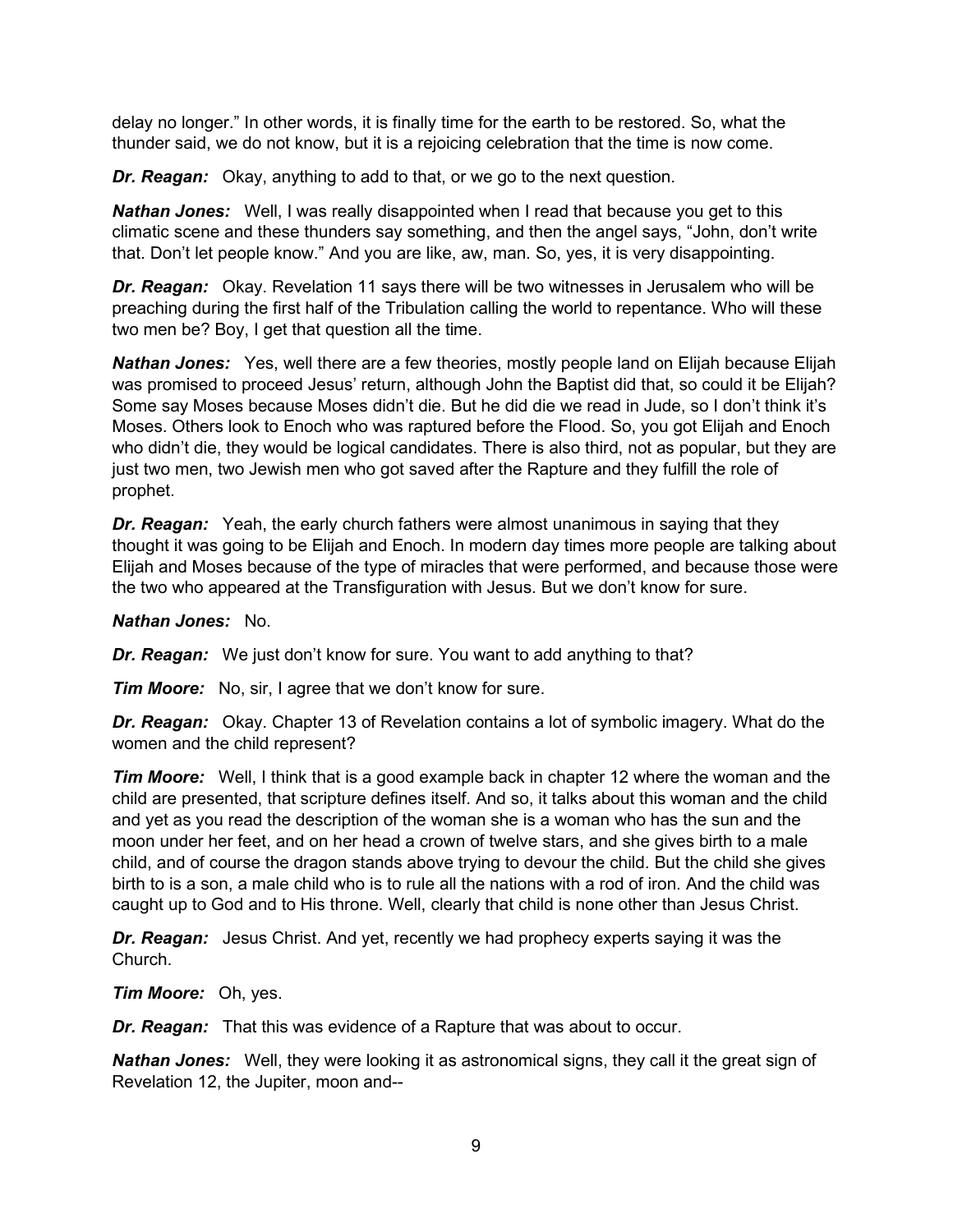delay no longer." In other words, it is finally time for the earth to be restored. So, what the thunder said, we do not know, but it is a rejoicing celebration that the time is now come.

***Dr. Reagan:*** Okay, anything to add to that, or we go to the next question.

***Nathan Jones:*** Well, I was really disappointed when I read that because you get to this climatic scene and these thunders say something, and then the angel says, "John, don't write that. Don't let people know." And you are like, aw, man. So, yes, it is very disappointing.

***Dr. Reagan:*** Okay. Revelation 11 says there will be two witnesses in Jerusalem who will be preaching during the first half of the Tribulation calling the world to repentance. Who will these two men be? Boy, I get that question all the time.

***Nathan Jones:*** Yes, well there are a few theories, mostly people land on Elijah because Elijah was promised to proceed Jesus' return, although John the Baptist did that, so could it be Elijah? Some say Moses because Moses didn't die. But he did die we read in Jude, so I don't think it's Moses. Others look to Enoch who was raptured before the Flood. So, you got Elijah and Enoch who didn't die, they would be logical candidates. There is also third, not as popular, but they are just two men, two Jewish men who got saved after the Rapture and they fulfill the role of prophet.

***Dr. Reagan:*** Yeah, the early church fathers were almost unanimous in saying that they thought it was going to be Elijah and Enoch. In modern day times more people are talking about Elijah and Moses because of the type of miracles that were performed, and because those were the two who appeared at the Transfiguration with Jesus. But we don't know for sure.

***Nathan Jones:*** No.

***Dr. Reagan:*** We just don't know for sure. You want to add anything to that?

***Tim Moore:*** No, sir, I agree that we don't know for sure.

***Dr. Reagan:*** Okay. Chapter 13 of Revelation contains a lot of symbolic imagery. What do the women and the child represent?

***Tim Moore:*** Well, I think that is a good example back in chapter 12 where the woman and the child are presented, that scripture defines itself. And so, it talks about this woman and the child and yet as you read the description of the woman she is a woman who has the sun and the moon under her feet, and on her head a crown of twelve stars, and she gives birth to a male child, and of course the dragon stands above trying to devour the child. But the child she gives birth to is a son, a male child who is to rule all the nations with a rod of iron. And the child was caught up to God and to His throne. Well, clearly that child is none other than Jesus Christ.

***Dr. Reagan:*** Jesus Christ. And yet, recently we had prophecy experts saying it was the Church.

***Tim Moore:*** Oh, yes.

***Dr. Reagan:*** That this was evidence of a Rapture that was about to occur.

***Nathan Jones:*** Well, they were looking it as astronomical signs, they call it the great sign of Revelation 12, the Jupiter, moon and--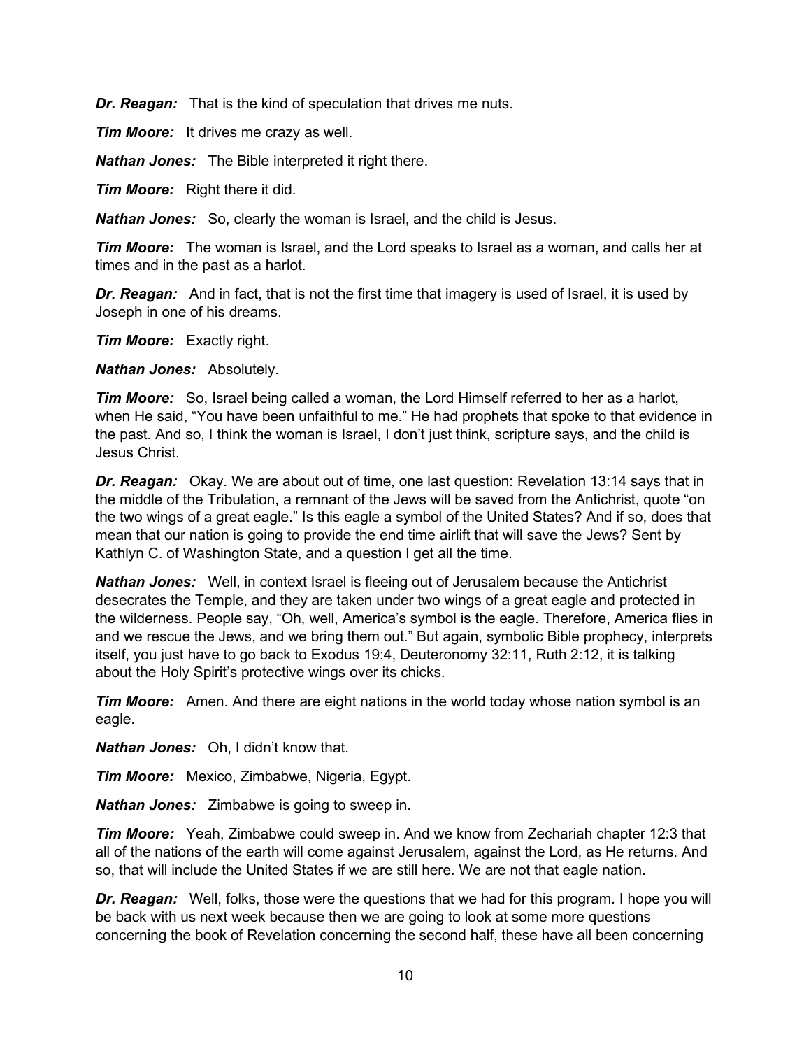***Dr. Reagan:*** That is the kind of speculation that drives me nuts.

***Tim Moore:*** It drives me crazy as well.

***Nathan Jones:*** The Bible interpreted it right there.

***Tim Moore:*** Right there it did.

***Nathan Jones:*** So, clearly the woman is Israel, and the child is Jesus.

***Tim Moore:*** The woman is Israel, and the Lord speaks to Israel as a woman, and calls her at times and in the past as a harlot.

***Dr. Reagan:*** And in fact, that is not the first time that imagery is used of Israel, it is used by Joseph in one of his dreams.

***Tim Moore:*** Exactly right.

***Nathan Jones:*** Absolutely.

***Tim Moore:*** So, Israel being called a woman, the Lord Himself referred to her as a harlot, when He said, "You have been unfaithful to me." He had prophets that spoke to that evidence in the past. And so, I think the woman is Israel, I don't just think, scripture says, and the child is Jesus Christ.

***Dr. Reagan:*** Okay. We are about out of time, one last question: Revelation 13:14 says that in the middle of the Tribulation, a remnant of the Jews will be saved from the Antichrist, quote "on the two wings of a great eagle." Is this eagle a symbol of the United States? And if so, does that mean that our nation is going to provide the end time airlift that will save the Jews? Sent by Kathlyn C. of Washington State, and a question I get all the time.

***Nathan Jones:*** Well, in context Israel is fleeing out of Jerusalem because the Antichrist desecrates the Temple, and they are taken under two wings of a great eagle and protected in the wilderness. People say, "Oh, well, America's symbol is the eagle. Therefore, America flies in and we rescue the Jews, and we bring them out." But again, symbolic Bible prophecy, interprets itself, you just have to go back to Exodus 19:4, Deuteronomy 32:11, Ruth 2:12, it is talking about the Holy Spirit's protective wings over its chicks.

***Tim Moore:*** Amen. And there are eight nations in the world today whose nation symbol is an eagle.

***Nathan Jones:*** Oh, I didn't know that.

***Tim Moore:*** Mexico, Zimbabwe, Nigeria, Egypt.

***Nathan Jones:*** Zimbabwe is going to sweep in.

***Tim Moore:*** Yeah, Zimbabwe could sweep in. And we know from Zechariah chapter 12:3 that all of the nations of the earth will come against Jerusalem, against the Lord, as He returns. And so, that will include the United States if we are still here. We are not that eagle nation.

***Dr. Reagan:*** Well, folks, those were the questions that we had for this program. I hope you will be back with us next week because then we are going to look at some more questions concerning the book of Revelation concerning the second half, these have all been concerning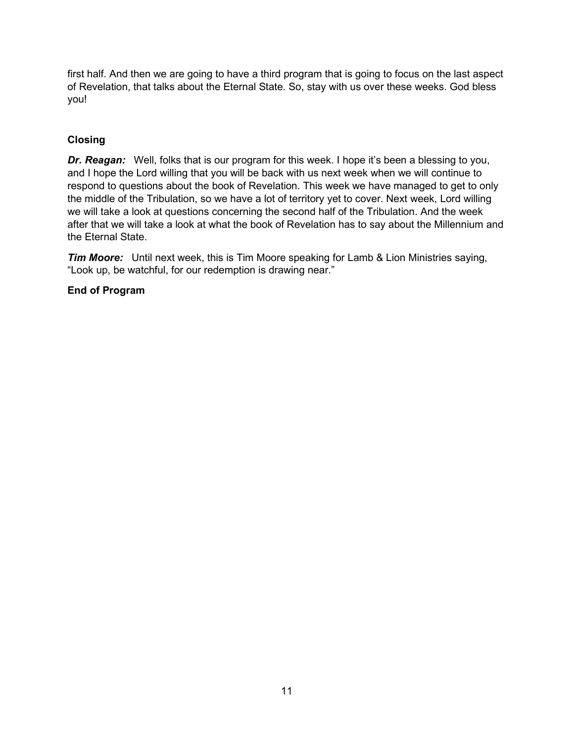first half. And then we are going to have a third program that is going to focus on the last aspect of Revelation, that talks about the Eternal State. So, stay with us over these weeks. God bless you!

**Closing**

***Dr. Reagan:*** Well, folks that is our program for this week. I hope it's been a blessing to you, and I hope the Lord willing that you will be back with us next week when we will continue to respond to questions about the book of Revelation. This week we have managed to get to only the middle of the Tribulation, so we have a lot of territory yet to cover. Next week, Lord willing we will take a look at questions concerning the second half of the Tribulation. And the week after that we will take a look at what the book of Revelation has to say about the Millennium and the Eternal State.

***Tim Moore:*** Until next week, this is Tim Moore speaking for Lamb & Lion Ministries saying, "Look up, be watchful, for our redemption is drawing near."

**End of Program**